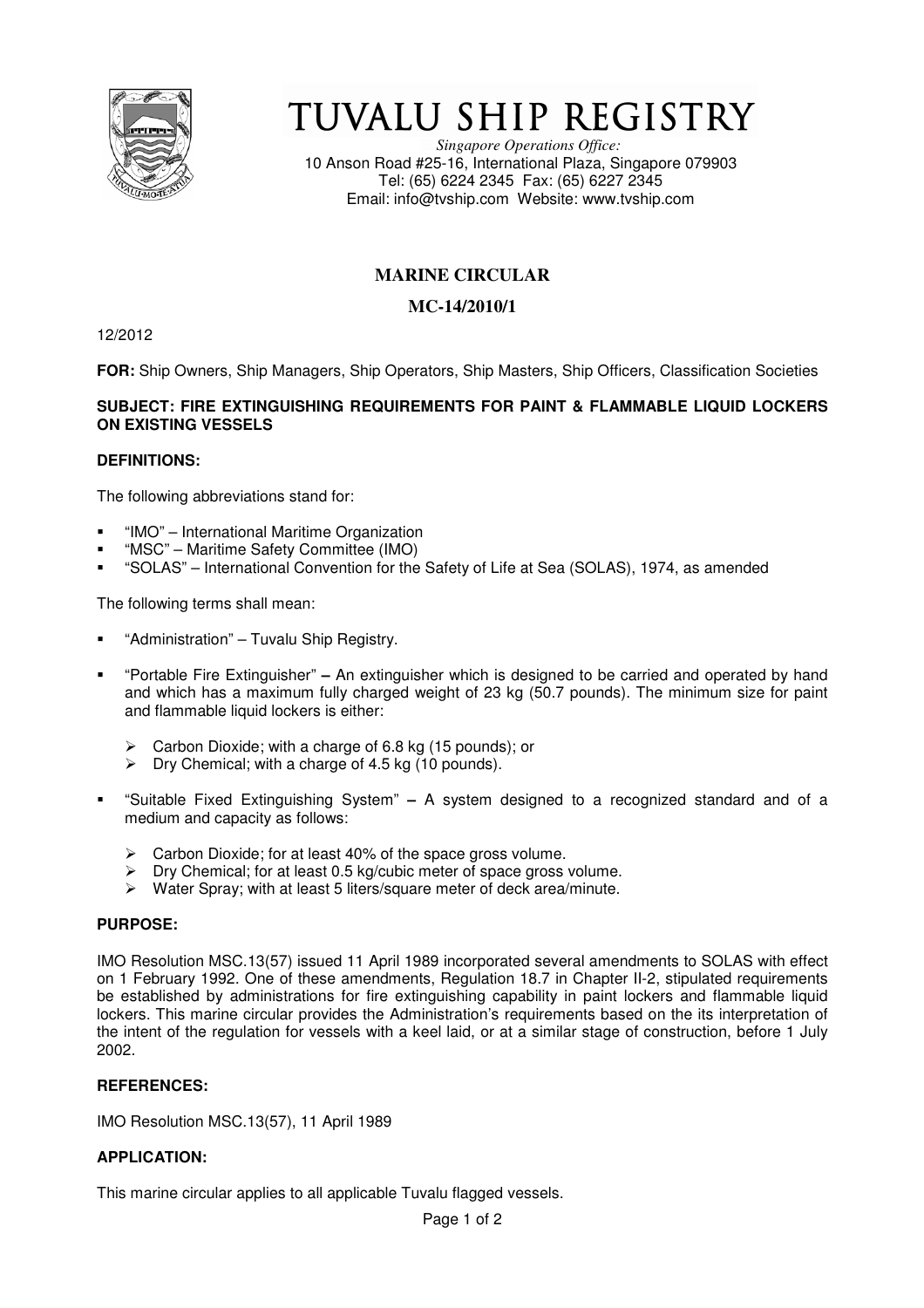# TUVALU SHIP REGISTRY

*Singapore Operations Office:*
10 Anson Road #25-16, International Plaza, Singapore 079903
Tel: (65) 6224 2345 Fax: (65) 6227 2345
Email: info@tvship.com Website: www.tvship.com

## MARINE CIRCULAR

## MC-14/2010/1

12/2012

**FOR:** Ship Owners, Ship Managers, Ship Operators, Ship Masters, Ship Officers, Classification Societies

**SUBJECT: FIRE EXTINGUISHING REQUIREMENTS FOR PAINT & FLAMMABLE LIQUID LOCKERS ON EXISTING VESSELS**

### DEFINITIONS:

The following abbreviations stand for:

- "IMO" – International Maritime Organization
- "MSC" – Maritime Safety Committee (IMO)
- "SOLAS" – International Convention for the Safety of Life at Sea (SOLAS), 1974, as amended

The following terms shall mean:

- "Administration" – Tuvalu Ship Registry.
- "Portable Fire Extinguisher" **–** An extinguisher which is designed to be carried and operated by hand and which has a maximum fully charged weight of 23 kg (50.7 pounds). The minimum size for paint and flammable liquid lockers is either:
  - Carbon Dioxide; with a charge of 6.8 kg (15 pounds); or
  - Dry Chemical; with a charge of 4.5 kg (10 pounds).
- "Suitable Fixed Extinguishing System" **–** A system designed to a recognized standard and of a medium and capacity as follows:
  - Carbon Dioxide; for at least 40% of the space gross volume.
  - Dry Chemical; for at least 0.5 kg/cubic meter of space gross volume.
  - Water Spray; with at least 5 liters/square meter of deck area/minute.

### PURPOSE:

IMO Resolution MSC.13(57) issued 11 April 1989 incorporated several amendments to SOLAS with effect on 1 February 1992. One of these amendments, Regulation 18.7 in Chapter II-2, stipulated requirements be established by administrations for fire extinguishing capability in paint lockers and flammable liquid lockers. This marine circular provides the Administration's requirements based on the its interpretation of the intent of the regulation for vessels with a keel laid, or at a similar stage of construction, before 1 July 2002.

### REFERENCES:

IMO Resolution MSC.13(57), 11 April 1989

### APPLICATION:

This marine circular applies to all applicable Tuvalu flagged vessels.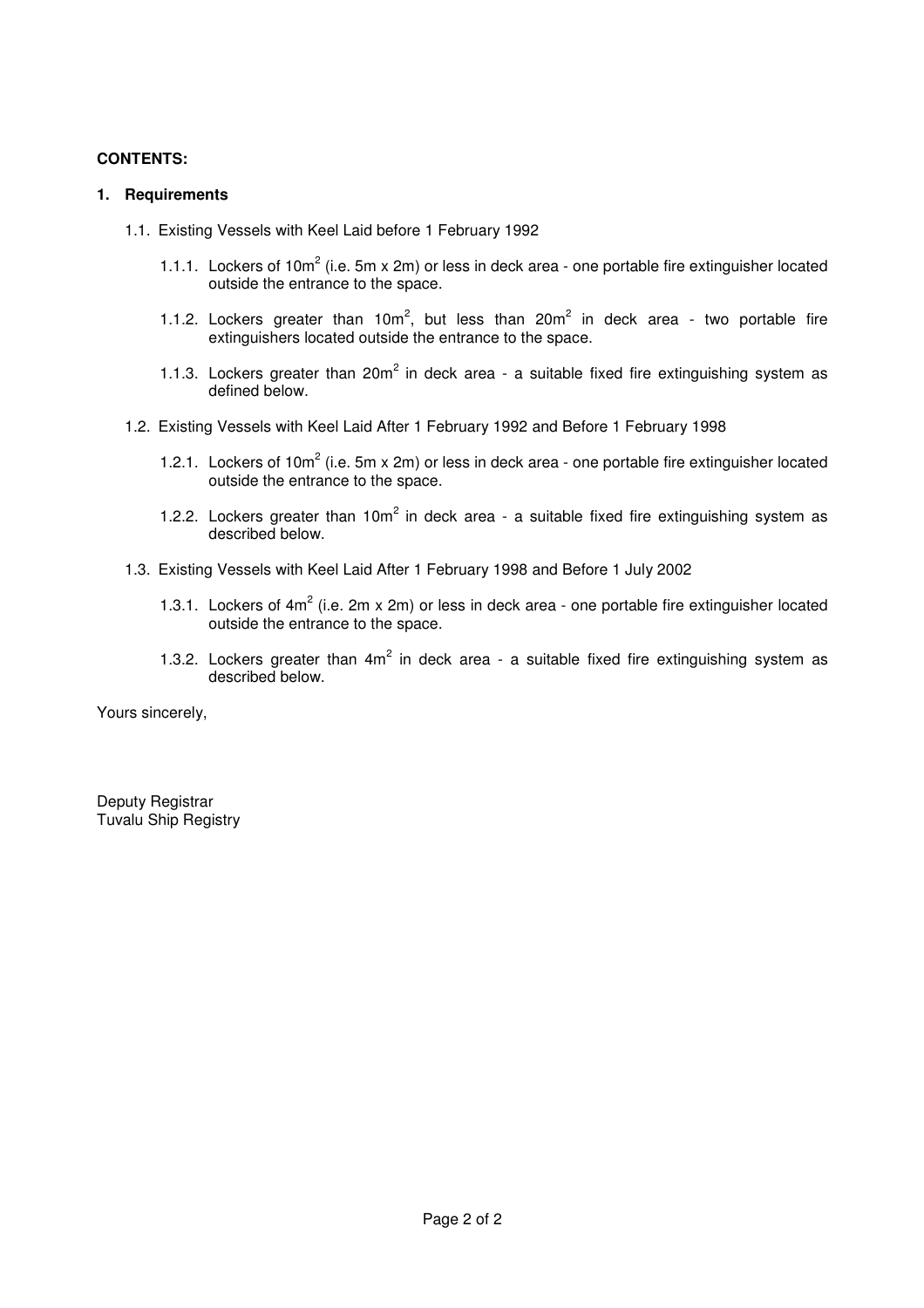**CONTENTS:**

**1. Requirements**

1.1. Existing Vessels with Keel Laid before 1 February 1992

1.1.1. Lockers of $10m^2$ (i.e. 5m x 2m) or less in deck area - one portable fire extinguisher located outside the entrance to the space.

1.1.2. Lockers greater than $10m^2$, but less than $20m^2$ in deck area - two portable fire extinguishers located outside the entrance to the space.

1.1.3. Lockers greater than $20m^2$ in deck area - a suitable fixed fire extinguishing system as defined below.

1.2. Existing Vessels with Keel Laid After 1 February 1992 and Before 1 February 1998

1.2.1. Lockers of $10m^2$ (i.e. 5m x 2m) or less in deck area - one portable fire extinguisher located outside the entrance to the space.

1.2.2. Lockers greater than $10m^2$ in deck area - a suitable fixed fire extinguishing system as described below.

1.3. Existing Vessels with Keel Laid After 1 February 1998 and Before 1 July 2002

1.3.1. Lockers of $4m^2$ (i.e. 2m x 2m) or less in deck area - one portable fire extinguisher located outside the entrance to the space.

1.3.2. Lockers greater than $4m^2$ in deck area - a suitable fixed fire extinguishing system as described below.

Yours sincerely,

Deputy Registrar
Tuvalu Ship Registry